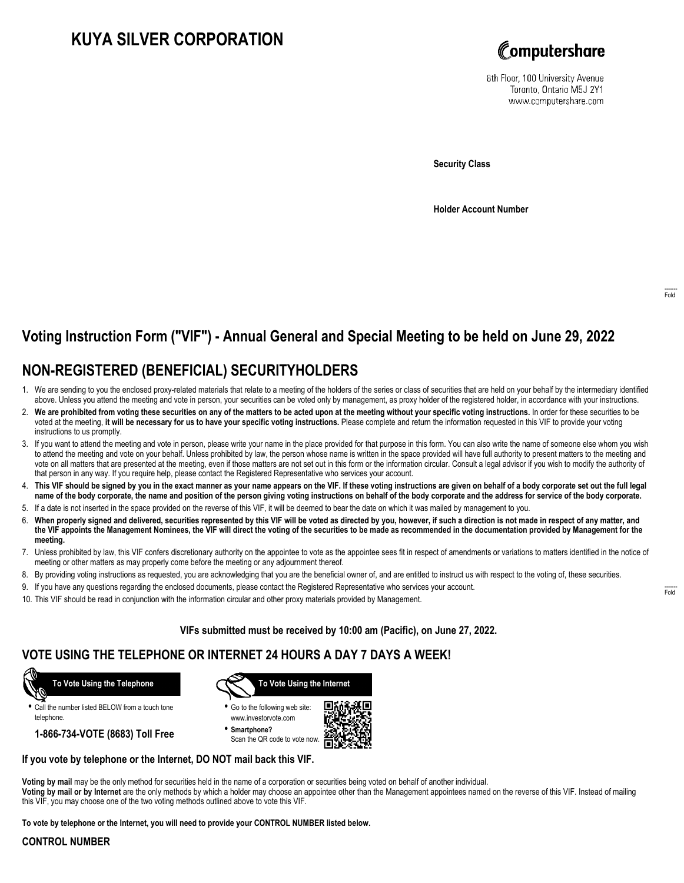# KUYA SILVER CORPORATION

Computershare

8th Floor, 100 University Avenue
Toronto, Ontario M5J 2Y1
www.computershare.com

**Security Class**

**Holder Account Number**

Fold

## Voting Instruction Form ("VIF") - Annual General and Special Meeting to be held on June 29, 2022

## NON-REGISTERED (BENEFICIAL) SECURITYHOLDERS

1. We are sending to you the enclosed proxy-related materials that relate to a meeting of the holders of the series or class of securities that are held on your behalf by the intermediary identified above. Unless you attend the meeting and vote in person, your securities can be voted only by management, as proxy holder of the registered holder, in accordance with your instructions.
2. **We are prohibited from voting these securities on any of the matters to be acted upon at the meeting without your specific voting instructions.** In order for these securities to be voted at the meeting, **it will be necessary for us to have your specific voting instructions.** Please complete and return the information requested in this VIF to provide your voting instructions to us promptly.
3. If you want to attend the meeting and vote in person, please write your name in the place provided for that purpose in this form. You can also write the name of someone else whom you wish to attend the meeting and vote on your behalf. Unless prohibited by law, the person whose name is written in the space provided will have full authority to present matters to the meeting and vote on all matters that are presented at the meeting, even if those matters are not set out in this form or the information circular. Consult a legal advisor if you wish to modify the authority of that person in any way. If you require help, please contact the Registered Representative who services your account.
4. **This VIF should be signed by you in the exact manner as your name appears on the VIF. If these voting instructions are given on behalf of a body corporate set out the full legal name of the body corporate, the name and position of the person giving voting instructions on behalf of the body corporate and the address for service of the body corporate.**
5. If a date is not inserted in the space provided on the reverse of this VIF, it will be deemed to bear the date on which it was mailed by management to you.
6. **When properly signed and delivered, securities represented by this VIF will be voted as directed by you, however, if such a direction is not made in respect of any matter, and the VIF appoints the Management Nominees, the VIF will direct the voting of the securities to be made as recommended in the documentation provided by Management for the meeting.**
7. Unless prohibited by law, this VIF confers discretionary authority on the appointee to vote as the appointee sees fit in respect of amendments or variations to matters identified in the notice of meeting or other matters as may properly come before the meeting or any adjournment thereof.
8. By providing voting instructions as requested, you are acknowledging that you are the beneficial owner of, and are entitled to instruct us with respect to the voting of, these securities.
9. If you have any questions regarding the enclosed documents, please contact the Registered Representative who services your account.
10. This VIF should be read in conjunction with the information circular and other proxy materials provided by Management.

Fold

**VIFs submitted must be received by 10:00 am (Pacific), on June 27, 2022.**

## VOTE USING THE TELEPHONE OR INTERNET 24 HOURS A DAY 7 DAYS A WEEK!

**To Vote Using the Telephone**

- Call the number listed BELOW from a touch tone telephone.

**1-866-734-VOTE (8683) Toll Free**

**To Vote Using the Internet**

- Go to the following web site: www.investorvote.com
- **Smartphone?** Scan the QR code to vote now.

**If you vote by telephone or the Internet, DO NOT mail back this VIF.**

**Voting by mail** may be the only method for securities held in the name of a corporation or securities being voted on behalf of another individual.
**Voting by mail or by Internet** are the only methods by which a holder may choose an appointee other than the Management appointees named on the reverse of this VIF. Instead of mailing this VIF, you may choose one of the two voting methods outlined above to vote this VIF.

**To vote by telephone or the Internet, you will need to provide your CONTROL NUMBER listed below.**

**CONTROL NUMBER**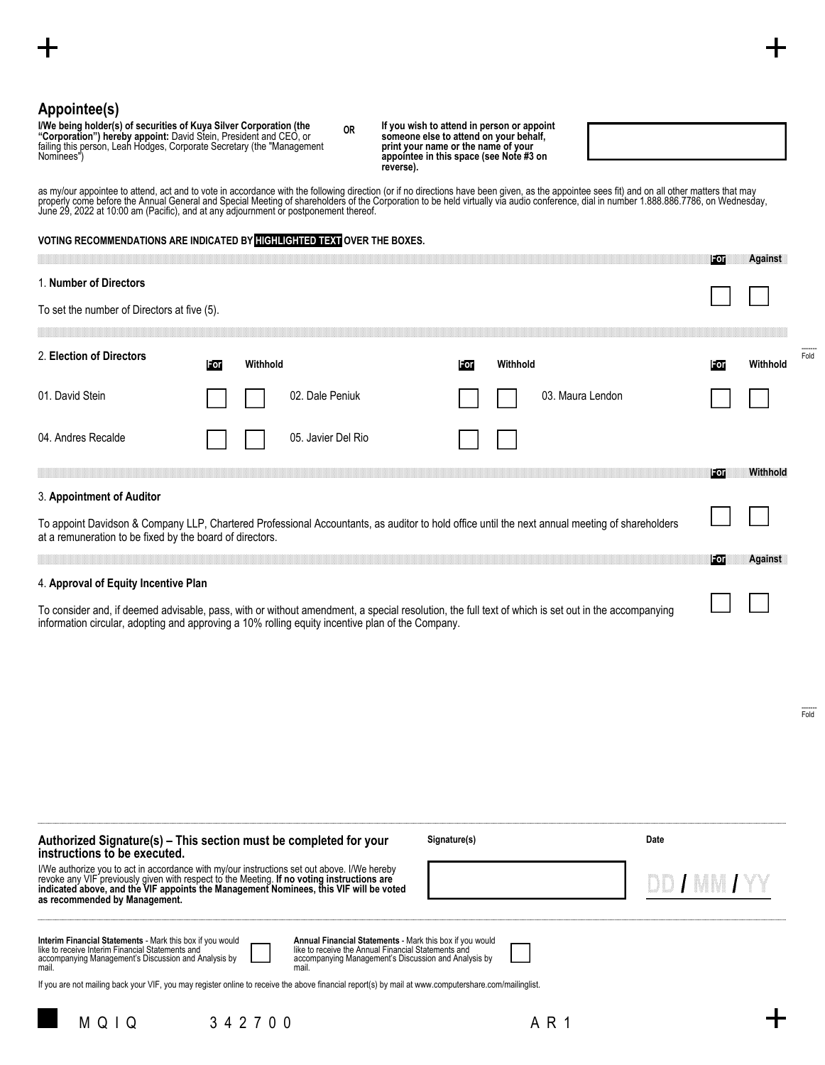## Appointee(s)

**I/We being holder(s) of securities of Kuya Silver Corporation (the "Corporation") hereby appoint:** David Stein, President and CEO, or failing this person, Leah Hodges, Corporate Secretary (the "Management Nominees")

**OR**

**If you wish to attend in person or appoint someone else to attend on your behalf, print your name or the name of your appointee in this space (see Note #3 on reverse).**

as my/our appointee to attend, act and to vote in accordance with the following direction (or if no directions have been given, as the appointee sees fit) and on all other matters that may properly come before the Annual General and Special Meeting of shareholders of the Corporation to be held virtually via audio conference, dial in number 1.888.886.7786, on Wednesday, June 29, 2022 at 10:00 am (Pacific), and at any adjournment or postponement thereof.

**VOTING RECOMMENDATIONS ARE INDICATED BY HIGHLIGHTED TEXT OVER THE BOXES.**

| | For | Against |
|---|---|---|
| 1. **Number of Directors**<br>To set the number of Directors at five (5). | ☐ | ☐ |

2. **Election of Directors**

| | For | Withhold | | For | Withhold | | For | Withhold |
|---|---|---|---|---|---|---|---|---|
| 01. David Stein | ☐ | ☐ | 02. Dale Peniuk | ☐ | ☐ | 03. Maura Lendon | ☐ | ☐ |
| 04. Andres Recalde | ☐ | ☐ | 05. Javier Del Rio | ☐ | ☐ | | | |

| | For | Withhold |
|---|---|---|
| 3. **Appointment of Auditor**<br>To appoint Davidson & Company LLP, Chartered Professional Accountants, as auditor to hold office until the next annual meeting of shareholders at a remuneration to be fixed by the board of directors. | ☐ | ☐ |

| | For | Against |
|---|---|---|
| 4. **Approval of Equity Incentive Plan**<br>To consider and, if deemed advisable, pass, with or without amendment, a special resolution, the full text of which is set out in the accompanying information circular, adopting and approving a 10% rolling equity incentive plan of the Company. | ☐ | ☐ |

**Authorized Signature(s) – This section must be completed for your instructions to be executed.**

I/We authorize you to act in accordance with my/our instructions set out above. I/We hereby revoke any VIF previously given with respect to the Meeting. **If no voting instructions are indicated above, and the VIF appoints the Management Nominees, this VIF will be voted as recommended by Management.**

Signature(s)

Date

DD / MM / YY

**Interim Financial Statements** - Mark this box if you would like to receive Interim Financial Statements and accompanying Management's Discussion and Analysis by mail. ☐

**Annual Financial Statements** - Mark this box if you would like to receive the Annual Financial Statements and accompanying Management's Discussion and Analysis by mail. ☐

If you are not mailing back your VIF, you may register online to receive the above financial report(s) by mail at www.computershare.com/mailinglist.

M Q I Q 3 4 2 7 0 0 A R 1